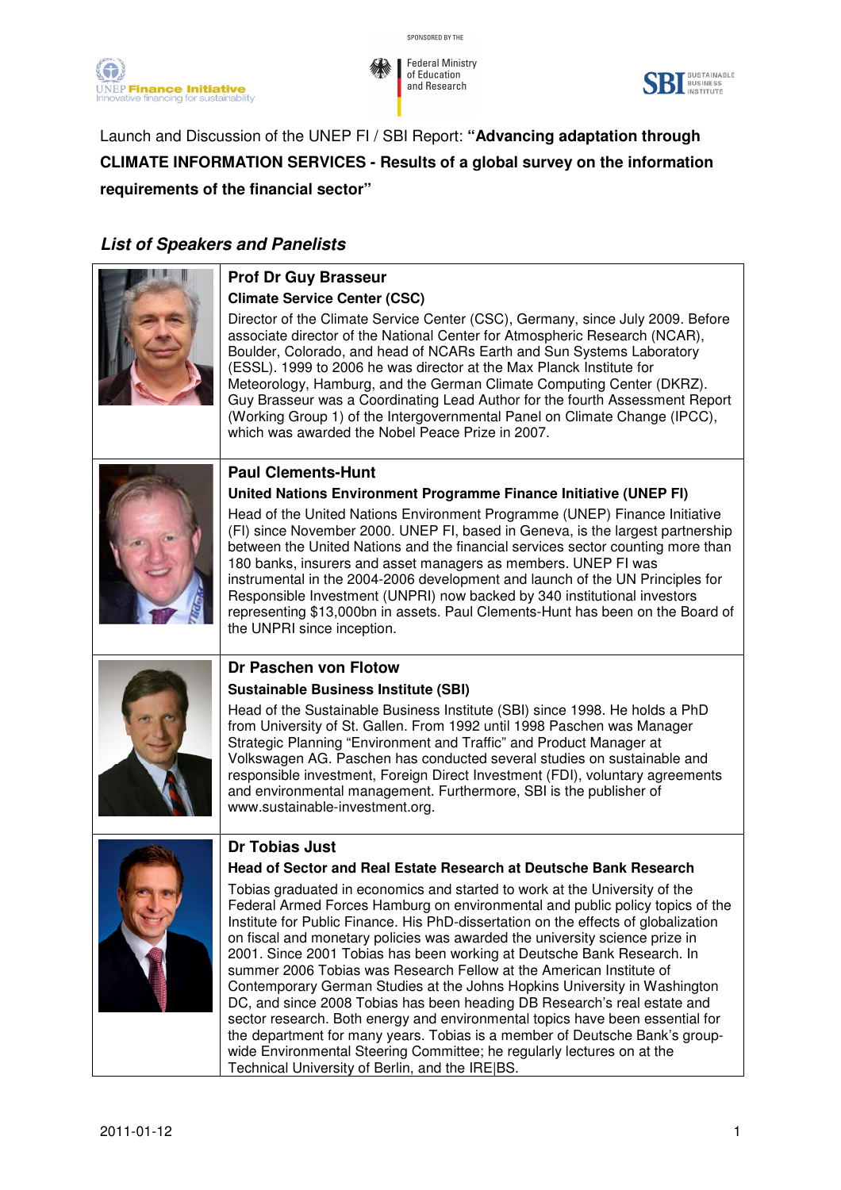SPONSORED BY THE

Federal Ministry of Education and Research

Launch and Discussion of the UNEP FI / SBI Report: **"Advancing adaptation through CLIMATE INFORMATION SERVICES - Results of a global survey on the information requirements of the financial sector"**

## *List of Speakers and Panelists*

### Prof Dr Guy Brasseur

**Climate Service Center (CSC)**

Director of the Climate Service Center (CSC), Germany, since July 2009. Before associate director of the National Center for Atmospheric Research (NCAR), Boulder, Colorado, and head of NCARs Earth and Sun Systems Laboratory (ESSL). 1999 to 2006 he was director at the Max Planck Institute for Meteorology, Hamburg, and the German Climate Computing Center (DKRZ). Guy Brasseur was a Coordinating Lead Author for the fourth Assessment Report (Working Group 1) of the Intergovernmental Panel on Climate Change (IPCC), which was awarded the Nobel Peace Prize in 2007.

### Paul Clements-Hunt

**United Nations Environment Programme Finance Initiative (UNEP FI)**

Head of the United Nations Environment Programme (UNEP) Finance Initiative (FI) since November 2000. UNEP FI, based in Geneva, is the largest partnership between the United Nations and the financial services sector counting more than 180 banks, insurers and asset managers as members. UNEP FI was instrumental in the 2004-2006 development and launch of the UN Principles for Responsible Investment (UNPRI) now backed by 340 institutional investors representing $13,000bn in assets. Paul Clements-Hunt has been on the Board of the UNPRI since inception.

### Dr Paschen von Flotow

**Sustainable Business Institute (SBI)**

Head of the Sustainable Business Institute (SBI) since 1998. He holds a PhD from University of St. Gallen. From 1992 until 1998 Paschen was Manager Strategic Planning "Environment and Traffic" and Product Manager at Volkswagen AG. Paschen has conducted several studies on sustainable and responsible investment, Foreign Direct Investment (FDI), voluntary agreements and environmental management. Furthermore, SBI is the publisher of www.sustainable-investment.org.

### Dr Tobias Just

**Head of Sector and Real Estate Research at Deutsche Bank Research**

Tobias graduated in economics and started to work at the University of the Federal Armed Forces Hamburg on environmental and public policy topics of the Institute for Public Finance. His PhD-dissertation on the effects of globalization on fiscal and monetary policies was awarded the university science prize in 2001. Since 2001 Tobias has been working at Deutsche Bank Research. In summer 2006 Tobias was Research Fellow at the American Institute of Contemporary German Studies at the Johns Hopkins University in Washington DC, and since 2008 Tobias has been heading DB Research's real estate and sector research. Both energy and environmental topics have been essential for the department for many years. Tobias is a member of Deutsche Bank's group-wide Environmental Steering Committee; he regularly lectures on at the Technical University of Berlin, and the IRE|BS.

2011-01-12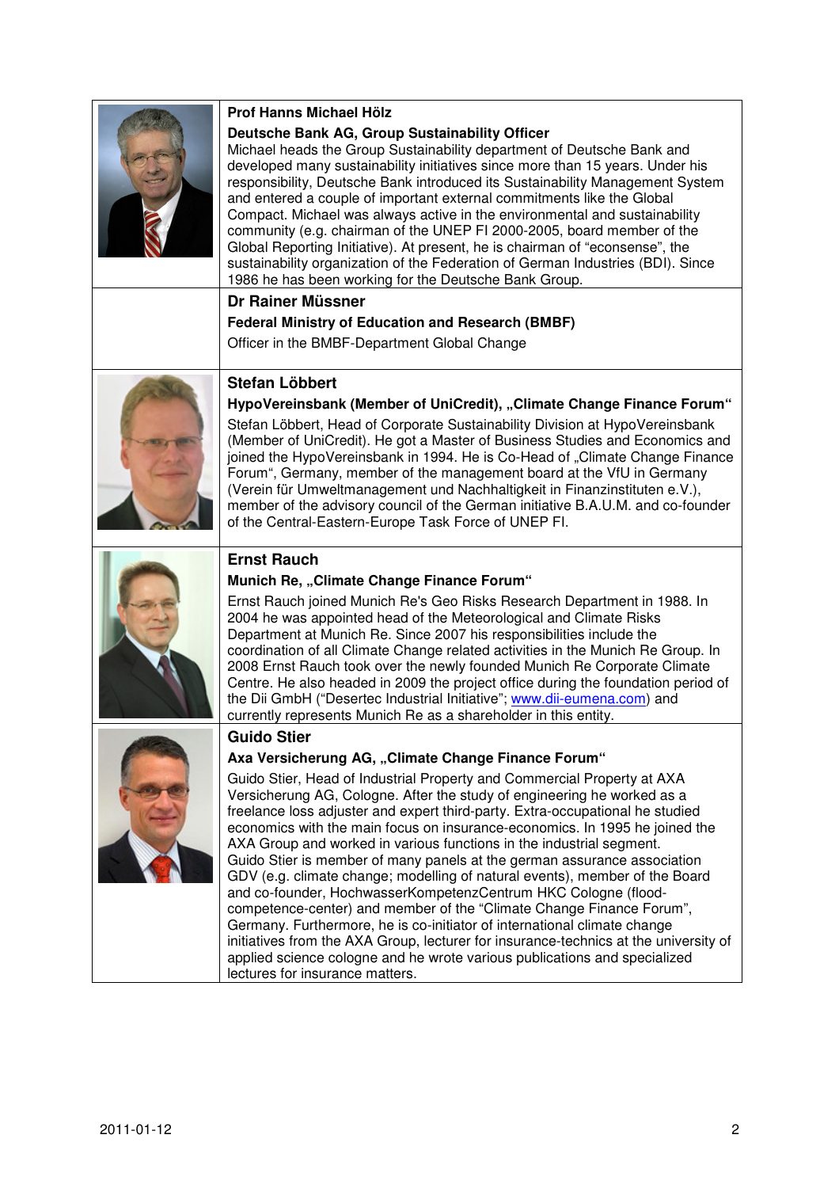**Prof Hanns Michael Hölz**

**Deutsche Bank AG, Group Sustainability Officer**

Michael heads the Group Sustainability department of Deutsche Bank and developed many sustainability initiatives since more than 15 years. Under his responsibility, Deutsche Bank introduced its Sustainability Management System and entered a couple of important external commitments like the Global Compact. Michael was always active in the environmental and sustainability community (e.g. chairman of the UNEP FI 2000-2005, board member of the Global Reporting Initiative). At present, he is chairman of "econsense", the sustainability organization of the Federation of German Industries (BDI). Since 1986 he has been working for the Deutsche Bank Group.

**Dr Rainer Müssner**

**Federal Ministry of Education and Research (BMBF)**

Officer in the BMBF-Department Global Change

**Stefan Löbbert**

**HypoVereinsbank (Member of UniCredit), „Climate Change Finance Forum"**

Stefan Löbbert, Head of Corporate Sustainability Division at HypoVereinsbank (Member of UniCredit). He got a Master of Business Studies and Economics and joined the HypoVereinsbank in 1994. He is Co-Head of „Climate Change Finance Forum", Germany, member of the management board at the VfU in Germany (Verein für Umweltmanagement und Nachhaltigkeit in Finanzinstituten e.V.), member of the advisory council of the German initiative B.A.U.M. and co-founder of the Central-Eastern-Europe Task Force of UNEP FI.

**Ernst Rauch**

**Munich Re, „Climate Change Finance Forum"**

Ernst Rauch joined Munich Re's Geo Risks Research Department in 1988. In 2004 he was appointed head of the Meteorological and Climate Risks Department at Munich Re. Since 2007 his responsibilities include the coordination of all Climate Change related activities in the Munich Re Group. In 2008 Ernst Rauch took over the newly founded Munich Re Corporate Climate Centre. He also headed in 2009 the project office during the foundation period of the Dii GmbH ("Desertec Industrial Initiative"; www.dii-eumena.com) and currently represents Munich Re as a shareholder in this entity.

**Guido Stier**

**Axa Versicherung AG, „Climate Change Finance Forum"**

Guido Stier, Head of Industrial Property and Commercial Property at AXA Versicherung AG, Cologne. After the study of engineering he worked as a freelance loss adjuster and expert third-party. Extra-occupational he studied economics with the main focus on insurance-economics. In 1995 he joined the AXA Group and worked in various functions in the industrial segment. Guido Stier is member of many panels at the german assurance association GDV (e.g. climate change; modelling of natural events), member of the Board and co-founder, HochwasserKompetenzCentrum HKC Cologne (flood-competence-center) and member of the "Climate Change Finance Forum", Germany. Furthermore, he is co-initiator of international climate change initiatives from the AXA Group, lecturer for insurance-technics at the university of applied science cologne and he wrote various publications and specialized lectures for insurance matters.